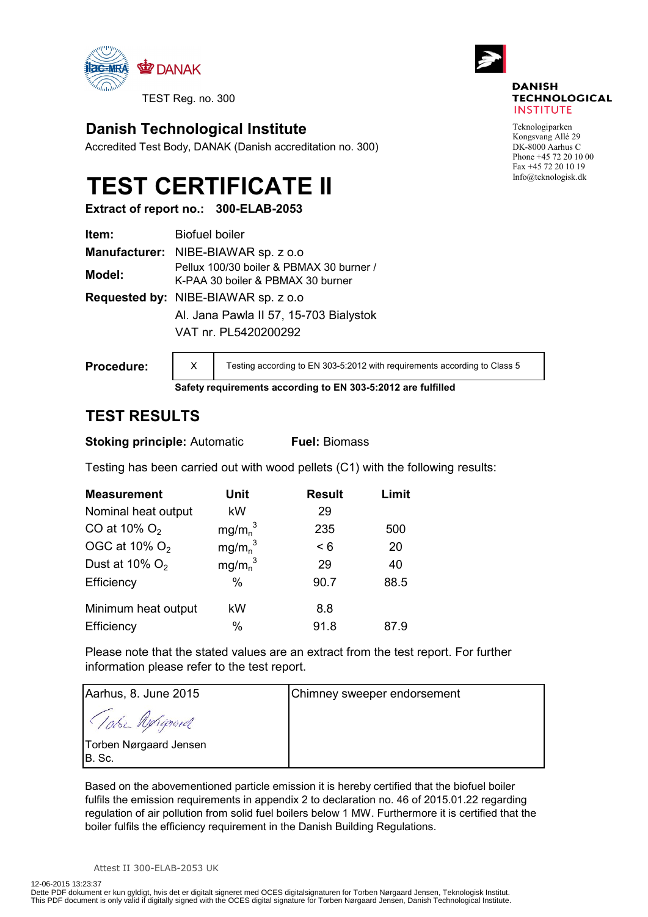TEST Reg. no. 300

DANISH TECHNOLOGICAL INSTITUTE

Teknologiparken
Kongsvang Allé 29
DK-8000 Aarhus C
Phone +45 72 20 10 00
Fax +45 72 20 10 19
Info@teknologisk.dk

## Danish Technological Institute

Accredited Test Body, DANAK (Danish accreditation no. 300)

# TEST CERTIFICATE II

**Extract of report no.: 300-ELAB-2053**

| | |
|---|---|
| **Item:** | Biofuel boiler |
| **Manufacturer:** | NIBE-BIAWAR sp. z o.o |
| **Model:** | Pellux 100/30 boiler & PBMAX 30 burner / K-PAA 30 boiler & PBMAX 30 burner |
| **Requested by:** | NIBE-BIAWAR sp. z o.o |
| | Al. Jana Pawla II 57, 15-703 Bialystok |
| | VAT nr. PL5420200292 |

| **Procedure:** | X | Testing according to EN 303-5:2012 with requirements according to Class 5 |
|---|---|---|

**Safety requirements according to EN 303-5:2012 are fulfilled**

## TEST RESULTS

**Stoking principle:** Automatic **Fuel:** Biomass

Testing has been carried out with wood pellets (C1) with the following results:

| Measurement | Unit | Result | Limit |
|---|---|---|---|
| Nominal heat output | kW | 29 | |
| CO at 10% $O_2$ | $mg/m_n^3$ | 235 | 500 |
| OGC at 10% $O_2$ | $mg/m_n^3$ | < 6 | 20 |
| Dust at 10% $O_2$ | $mg/m_n^3$ | 29 | 40 |
| Efficiency | % | 90.7 | 88.5 |
| Minimum heat output | kW | 8.8 | |
| Efficiency | % | 91.8 | 87.9 |

Please note that the stated values are an extract from the test report. For further information please refer to the test report.

| Aarhus, 8. June 2015 | Chimney sweeper endorsement |
|---|---|
| Torben Nørgaard Jensen<br>B. Sc. | |

Based on the abovementioned particle emission it is hereby certified that the biofuel boiler fulfils the emission requirements in appendix 2 to declaration no. 46 of 2015.01.22 regarding regulation of air pollution from solid fuel boilers below 1 MW. Furthermore it is certified that the boiler fulfils the efficiency requirement in the Danish Building Regulations.

Attest II 300-ELAB-2053 UK

12-06-2015 13:23:37
Dette PDF dokument er kun gyldigt, hvis det er digitalt signeret med OCES digitalsignaturen for Torben Nørgaard Jensen, Teknologisk Institut.
This PDF document is only valid if digitally signed with the OCES digital signature for Torben Nørgaard Jensen, Danish Technological Institute.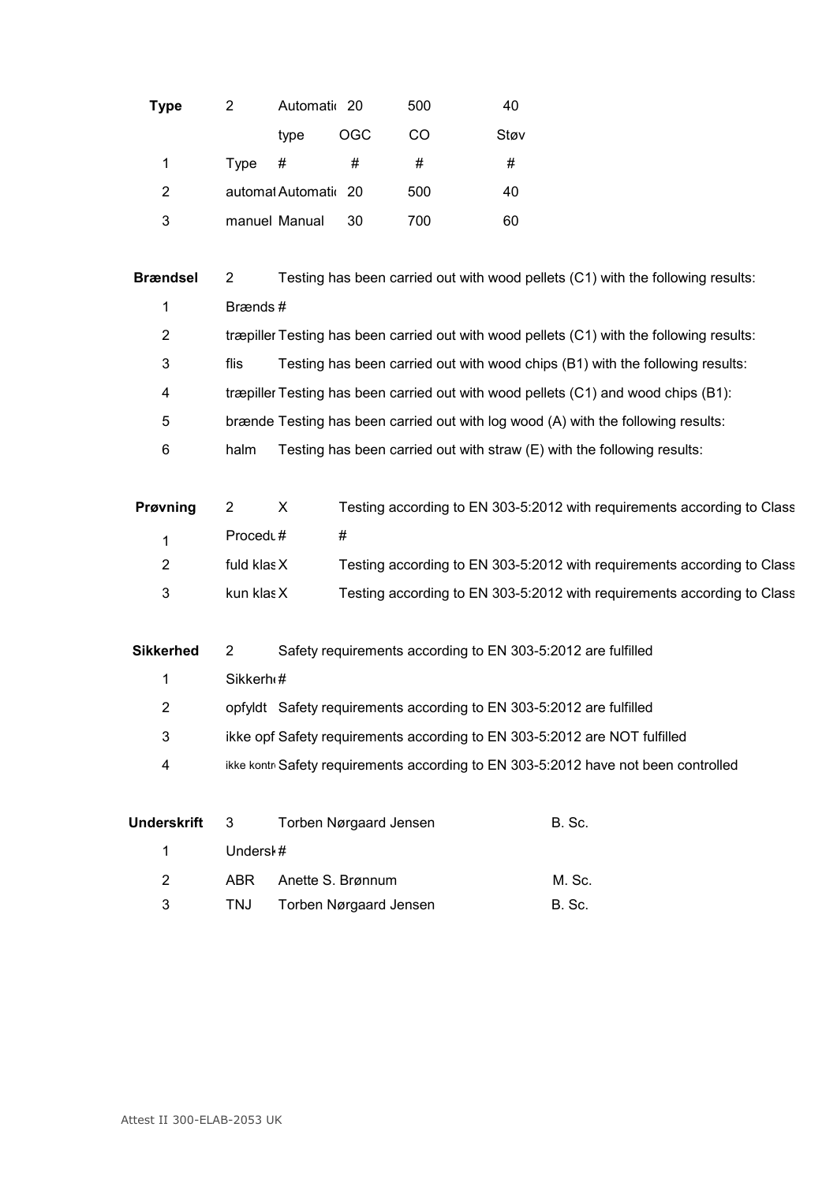| | | | | | |
|---|---|---|---|---|---|
| **Type** | 2 | Automati | 20 | 500 | 40 |
| | | type | OGC | CO | Støv |
| 1 | Type | # | # | # | # |
| 2 | automat | Automati | 20 | 500 | 40 |
| 3 | manuel | Manual | 30 | 700 | 60 |

| | | |
|---|---|---|
| **Brændsel** | 2 | Testing has been carried out with wood pellets (C1) with the following results: |
| 1 | Brænds | # |
| 2 | træpiller | Testing has been carried out with wood pellets (C1) with the following results: |
| 3 | flis | Testing has been carried out with wood chips (B1) with the following results: |
| 4 | træpiller | Testing has been carried out with wood pellets (C1) and wood chips (B1): |
| 5 | brænde | Testing has been carried out with log wood (A) with the following results: |
| 6 | halm | Testing has been carried out with straw (E) with the following results: |

| | | | |
|---|---|---|---|
| **Prøvning** | 2 | X | Testing according to EN 303-5:2012 with requirements according to Class |
| 1 | Procedu | # | # |
| 2 | fuld klas | X | Testing according to EN 303-5:2012 with requirements according to Class |
| 3 | kun klas | X | Testing according to EN 303-5:2012 with requirements according to Class |

| | | |
|---|---|---|
| **Sikkerhed** | 2 | Safety requirements according to EN 303-5:2012 are fulfilled |
| 1 | Sikkerh | # |
| 2 | opfyldt | Safety requirements according to EN 303-5:2012 are fulfilled |
| 3 | ikke opf | Safety requirements according to EN 303-5:2012 are NOT fulfilled |
| 4 | ikke kontr | Safety requirements according to EN 303-5:2012 have not been controlled |

| | | | |
|---|---|---|---|
| **Underskrift** | 3 | Torben Nørgaard Jensen | B. Sc. |
| 1 | Undersk | # | |
| 2 | ABR | Anette S. Brønnum | M. Sc. |
| 3 | TNJ | Torben Nørgaard Jensen | B. Sc. |

Attest II 300-ELAB-2053 UK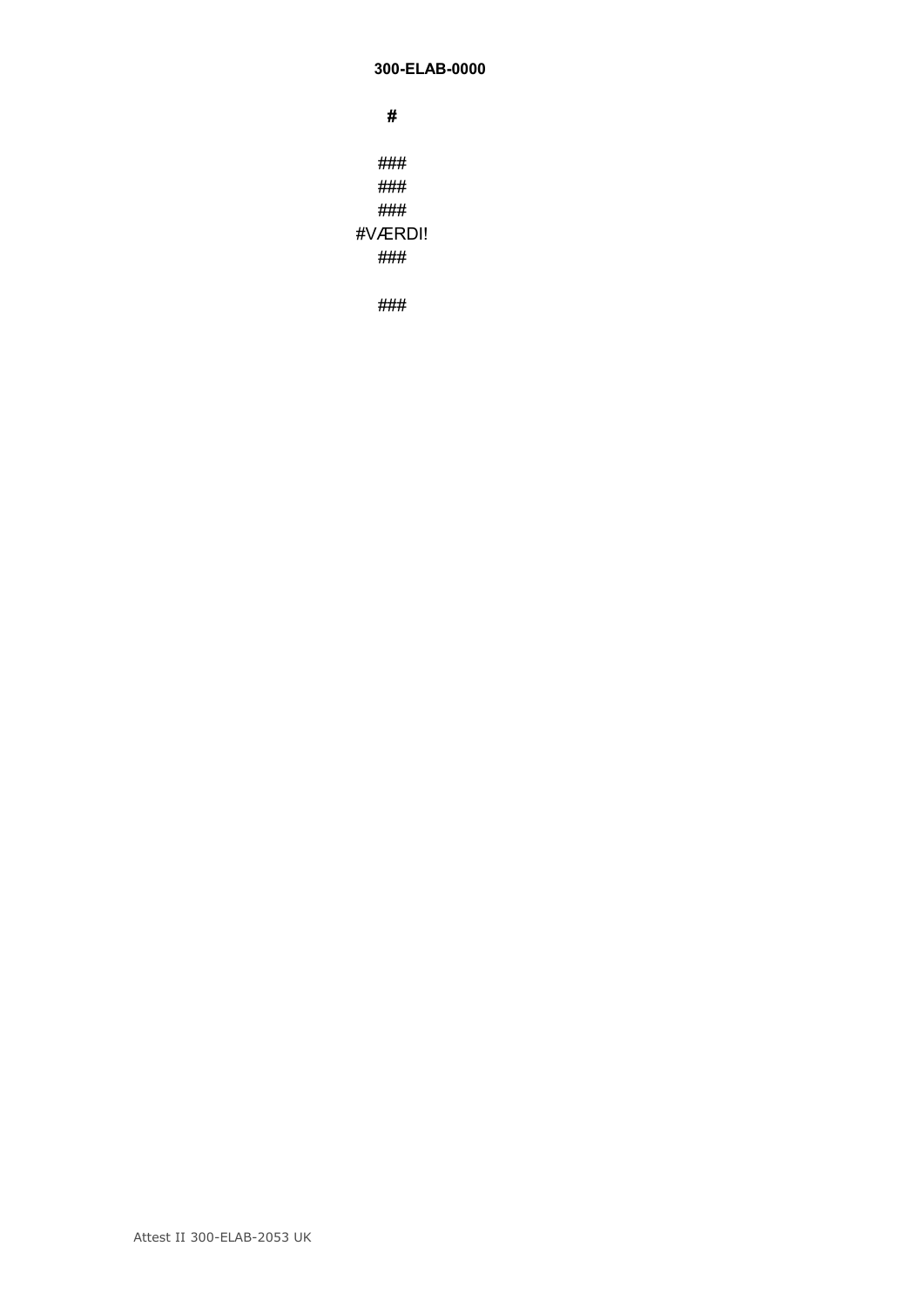**300-ELAB-0000**

**#**

###
###
###
#VÆRDI!
###

###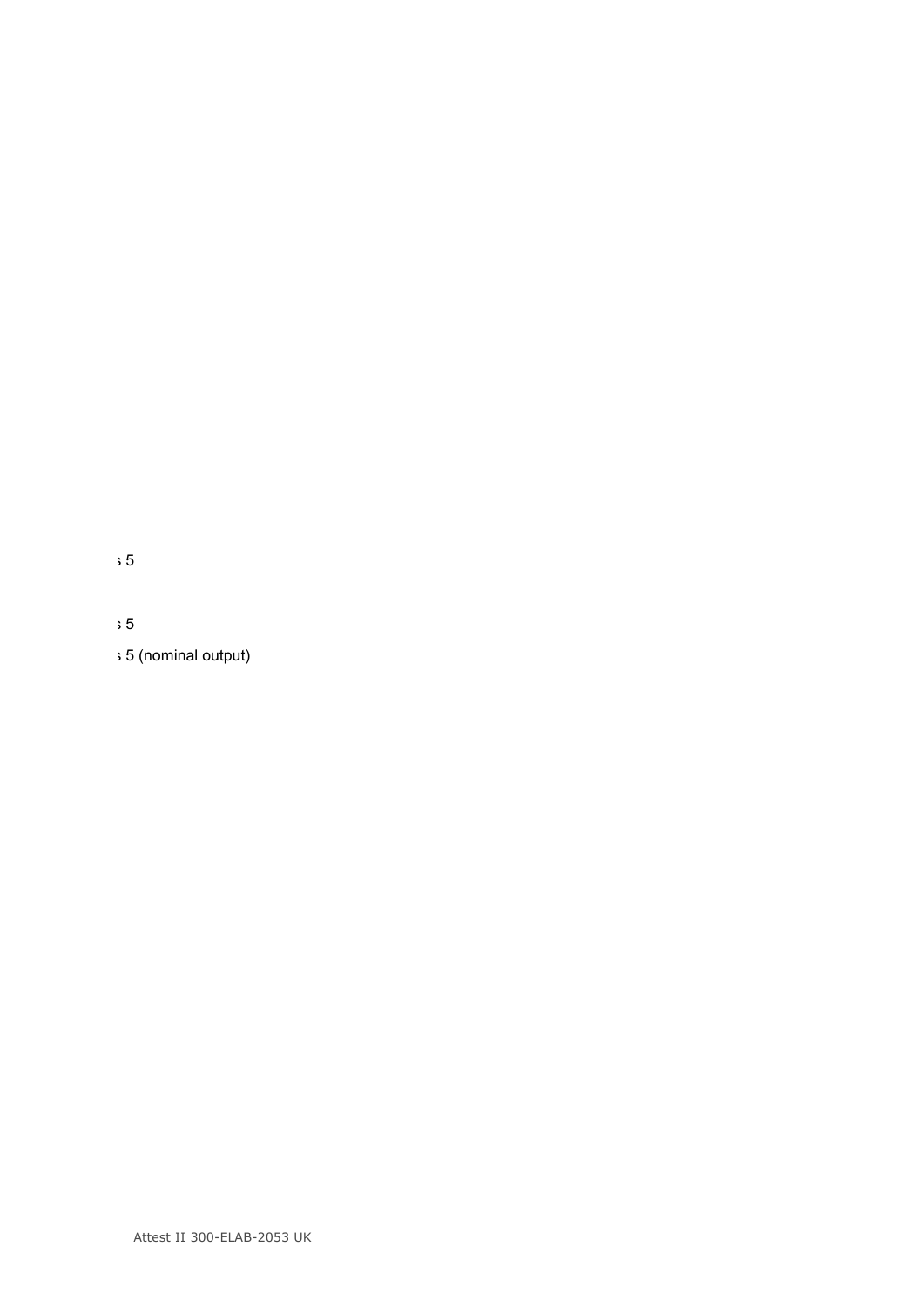; 5

; 5

; 5 (nominal output)